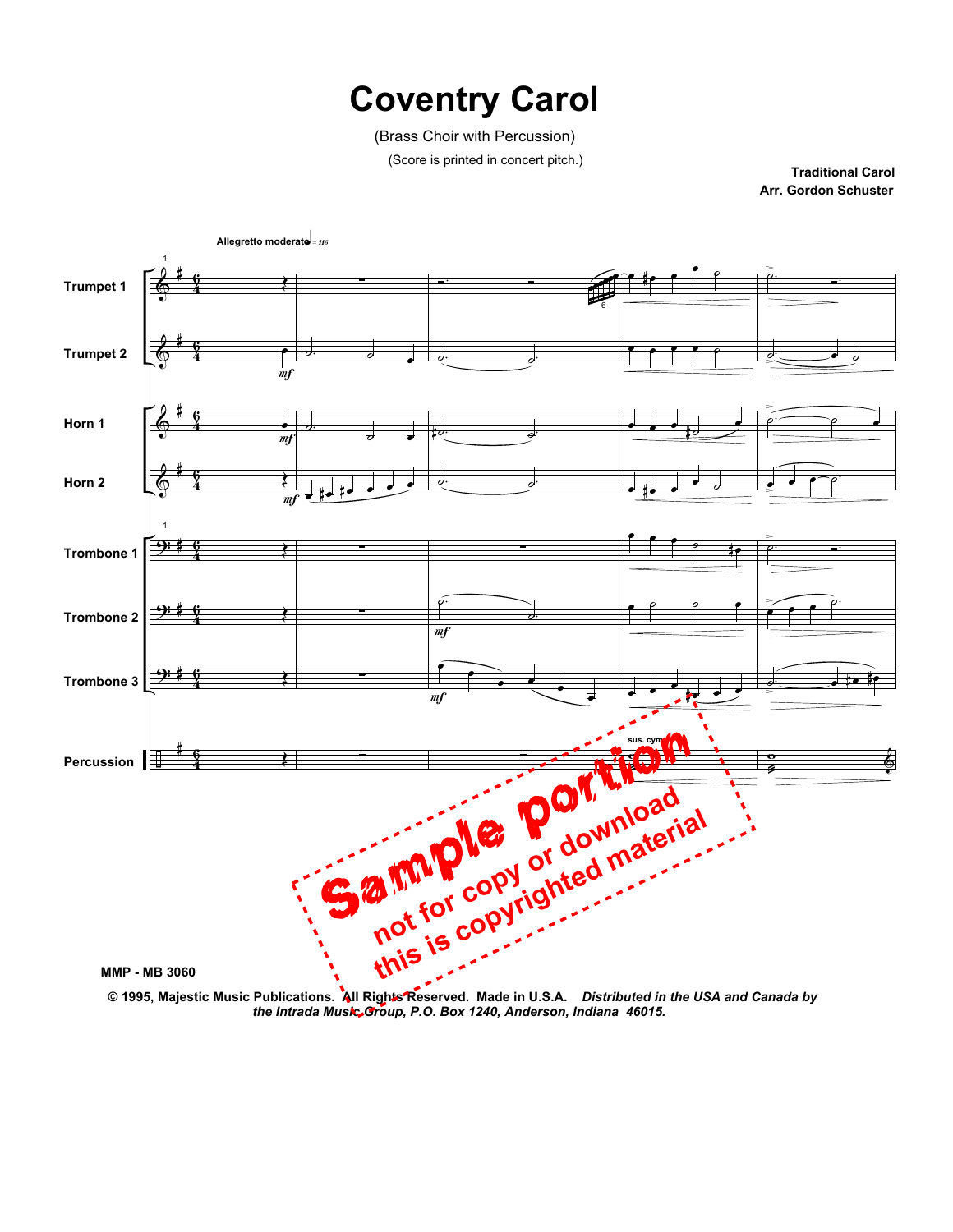# Coventry Carol

(Brass Choir with Percussion)

(Score is printed in concert pitch.)

**Traditional Carol**
**Arr. Gordon Schuster**

MMP - MB 3060

**© 1995, Majestic Music Publications. All Rights Reserved. Made in U.S.A.** ***Distributed in the USA and Canada by the Intrada Music Group, P.O. Box 1240, Anderson, Indiana 46015.***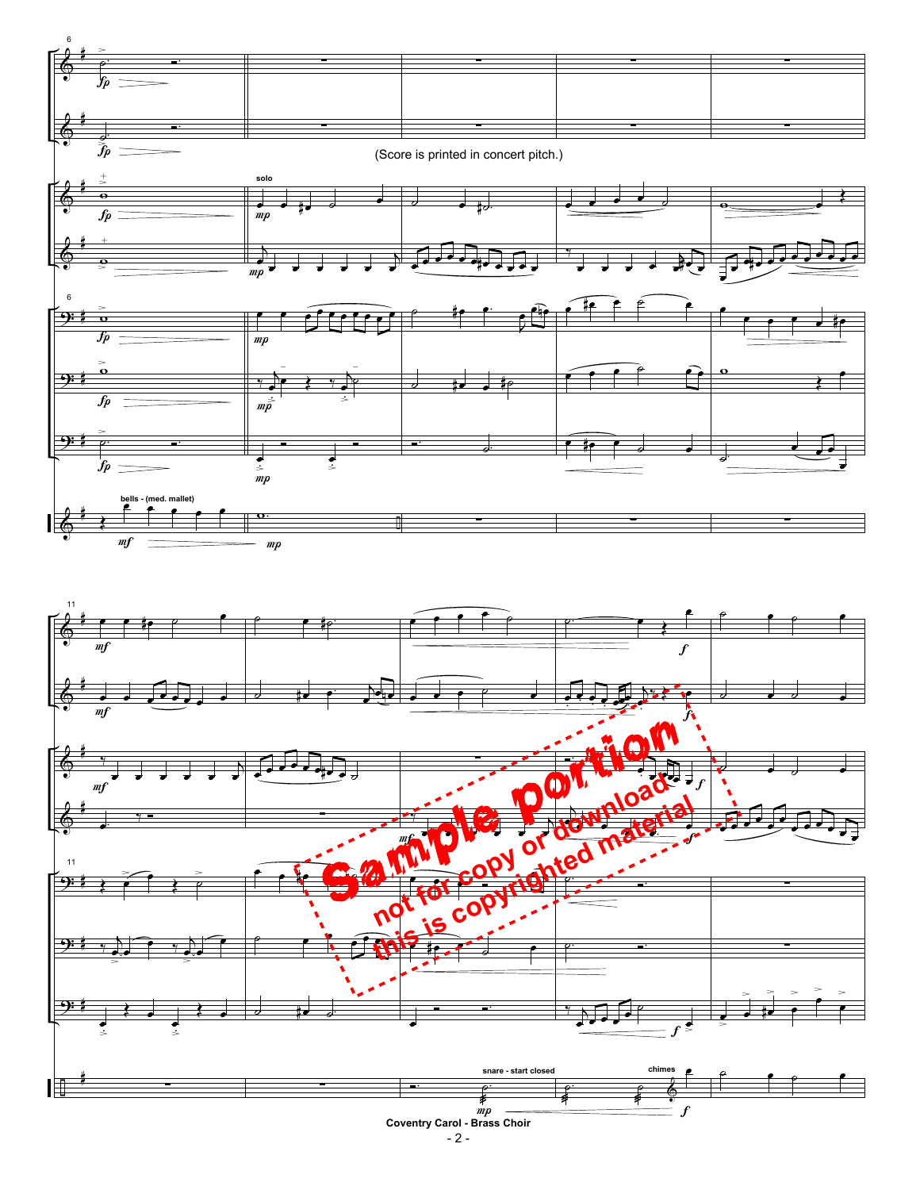(Score is printed in concert pitch.)

Coventry Carol - Brass Choir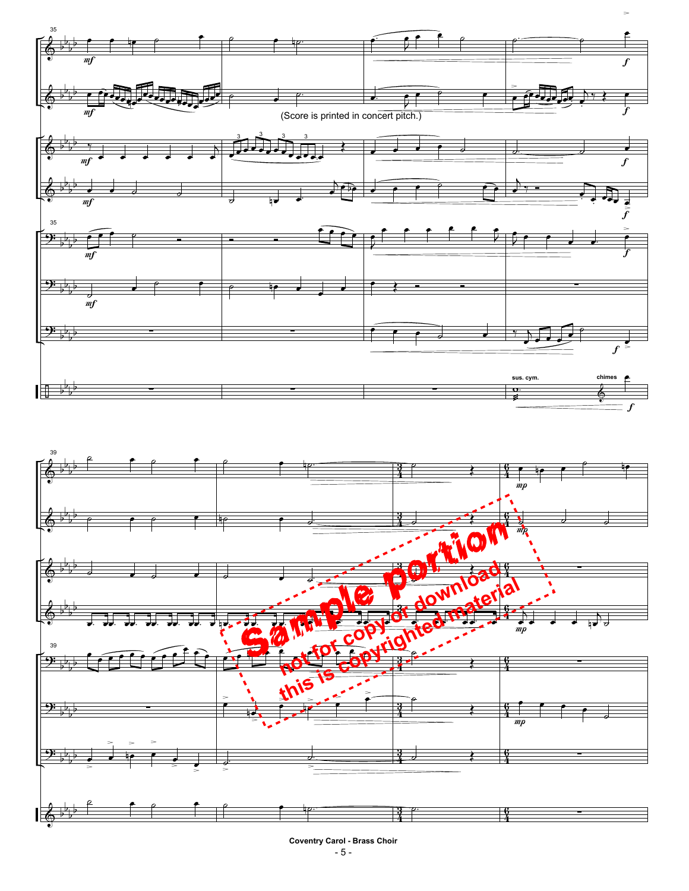(Score is printed in concert pitch.)

sample portion
not for copy or download
this is copyrighted material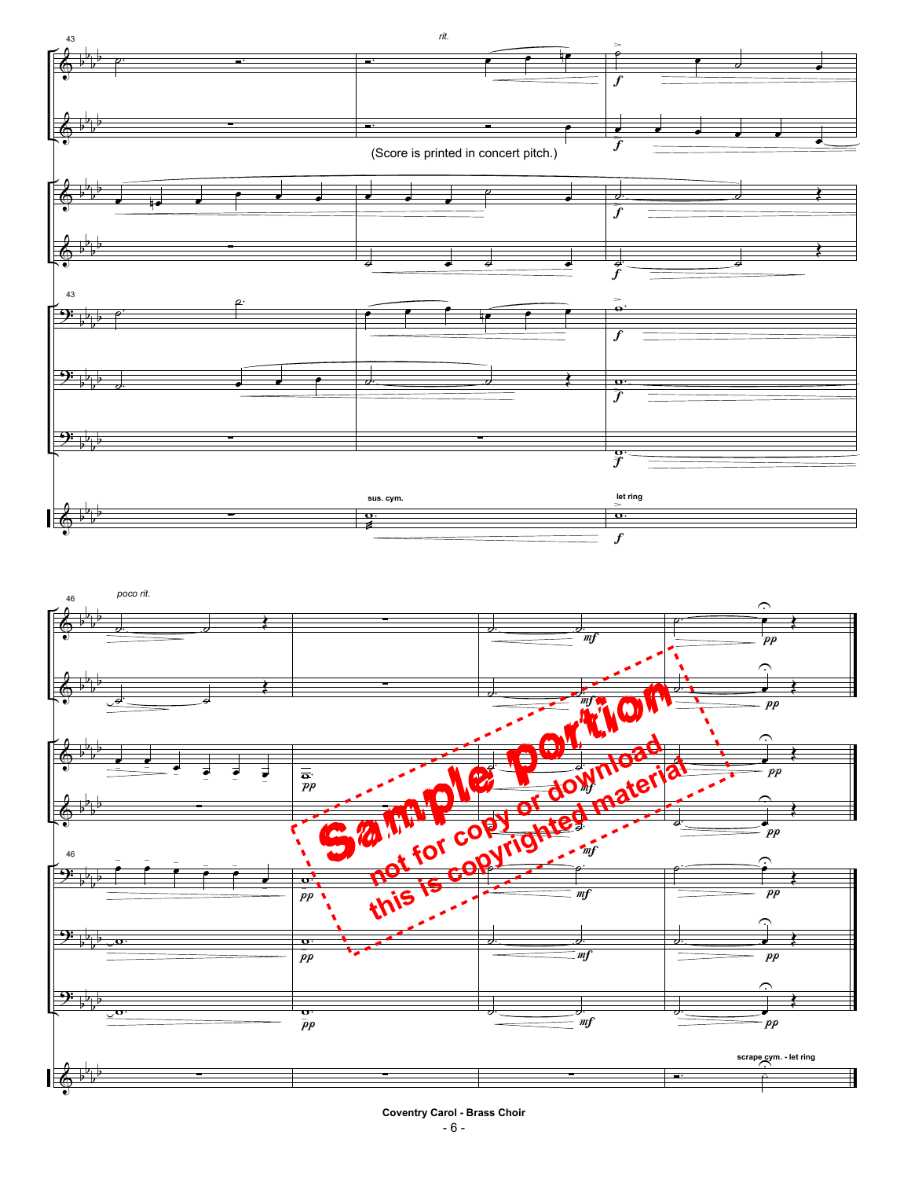(Score is printed in concert pitch.)

Coventry Carol - Brass Choir